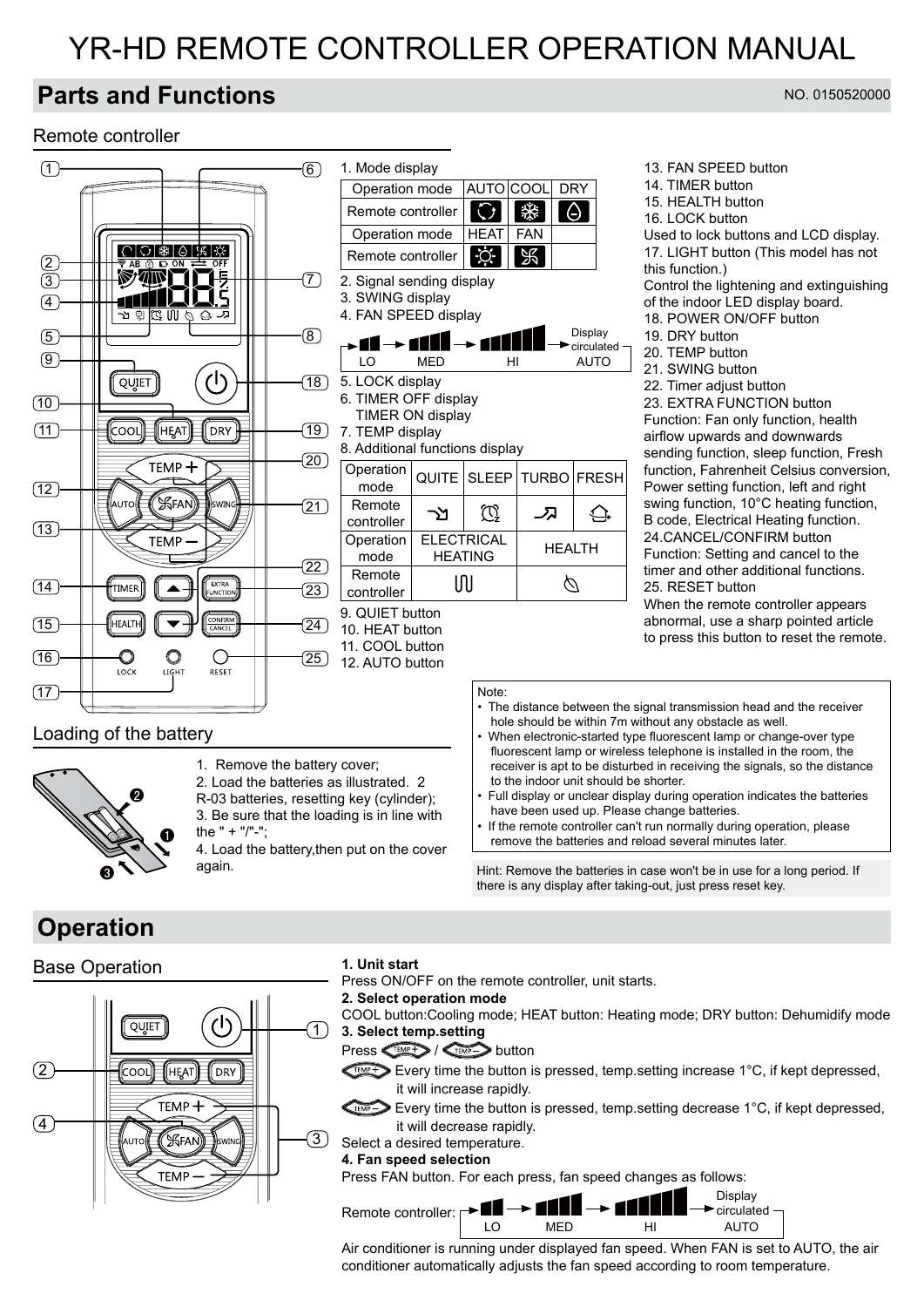# YR-HD REMOTE CONTROLLER OPERATION MANUAL

## Parts and Functions

NO. 0150520000

### Remote controller

1. Mode display

| Operation mode | AUTO | COOL | DRY |
|---|---|---|---|
| Remote controller | | | |
| Operation mode | HEAT | FAN | |
| Remote controller | | | |

2. Signal sending display
3. SWING display
4. FAN SPEED display

LO → MED → HI → AUTO (Display circulated)

5. LOCK display
6. TIMER OFF display
   TIMER ON display
7. TEMP display
8. Additional functions display

| Operation mode | QUITE | SLEEP | TURBO | FRESH |
|---|---|---|---|---|
| Remote controller | | | | |
| Operation mode | ELECTRICAL HEATING | | HEALTH | |
| Remote controller | | | | |

9. QUIET button
10. HEAT button
11. COOL button
12. AUTO button
13. FAN SPEED button
14. TIMER button
15. HEALTH button
16. LOCK button
Used to lock buttons and LCD display.
17. LIGHT button (This model has not this function.)
Control the lightening and extinguishing of the indoor LED display board.
18. POWER ON/OFF button
19. DRY button
20. TEMP button
21. SWING button
22. Timer adjust button
23. EXTRA FUNCTION button
Function: Fan only function, health airflow upwards and downwards sending function, sleep function, Fresh function, Fahrenheit Celsius conversion, Power setting function, left and right swing function, 10°C heating function, B code, Electrical Heating function.
24.CANCEL/CONFIRM button
Function: Setting and cancel to the timer and other additional functions.
25. RESET button
When the remote controller appears abnormal, use a sharp pointed article to press this button to reset the remote.

### Loading of the battery

1. Remove the battery cover;
2. Load the batteries as illustrated. 2 R-03 batteries, resetting key (cylinder);
3. Be sure that the loading is in line with the " + "/"-";
4. Load the battery,then put on the cover again.

Note:
- The distance between the signal transmission head and the receiver hole should be within 7m without any obstacle as well.
- When electronic-started type fluorescent lamp or change-over type fluorescent lamp or wireless telephone is installed in the room, the receiver is apt to be disturbed in receiving the signals, so the distance to the indoor unit should be shorter.
- Full display or unclear display during operation indicates the batteries have been used up. Please change batteries.
- If the remote controller can't run normally during operation, please remove the batteries and reload several minutes later.

Hint: Remove the batteries in case won't be in use for a long period. If there is any display after taking-out, just press reset key.

## Operation

### Base Operation

**1. Unit start**
Press ON/OFF on the remote controller, unit starts.

**2. Select operation mode**
COOL button:Cooling mode; HEAT button: Heating mode; DRY button: Dehumidify mode

**3. Select temp.setting**
Press TEMP+ / TEMP– button

TEMP+ Every time the button is pressed, temp.setting increase 1°C, if kept depressed, it will increase rapidly.

TEMP– Every time the button is pressed, temp.setting decrease 1°C, if kept depressed, it will decrease rapidly.

Select a desired temperature.

**4. Fan speed selection**
Press FAN button. For each press, fan speed changes as follows:

Remote controller: LO → MED → HI → AUTO (Display circulated)

Air conditioner is running under displayed fan speed. When FAN is set to AUTO, the air conditioner automatically adjusts the fan speed according to room temperature.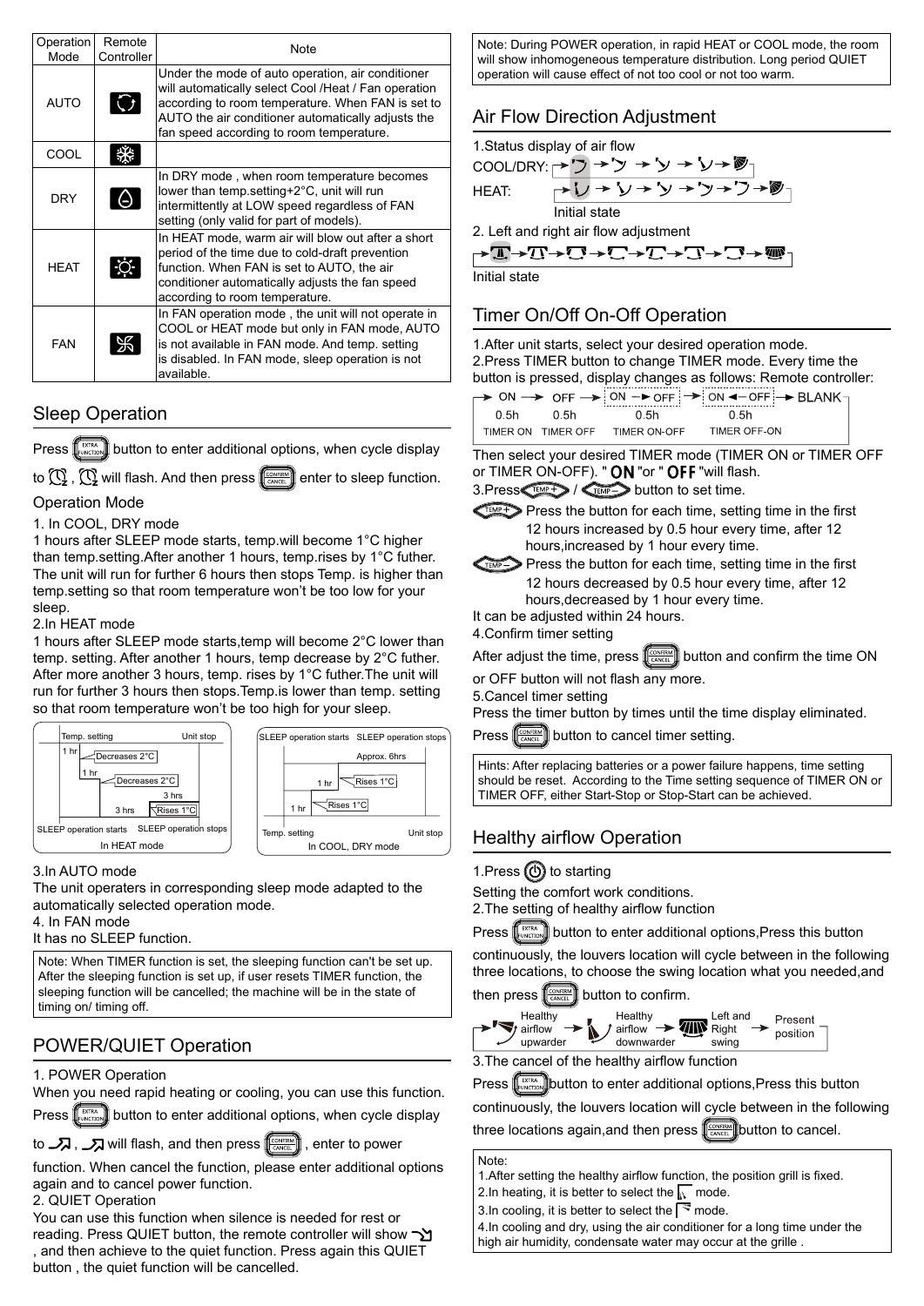| Operation Mode | Remote Controller | Note |
|---|---|---|
| AUTO | | Under the mode of auto operation, air conditioner will automatically select Cool /Heat / Fan operation according to room temperature. When FAN is set to AUTO the air conditioner automatically adjusts the fan speed according to room temperature. |
| COOL | | |
| DRY | | In DRY mode , when room temperature becomes lower than temp.setting+2°C, unit will run intermittently at LOW speed regardless of FAN setting (only valid for part of models). |
| HEAT | | In HEAT mode, warm air will blow out after a short period of the time due to cold-draft prevention function. When FAN is set to AUTO, the air conditioner automatically adjusts the fan speed according to room temperature. |
| FAN | | In FAN operation mode , the unit will not operate in COOL or HEAT mode but only in FAN mode, AUTO is not available in FAN mode. And temp. setting is disabled. In FAN mode, sleep operation is not available. |

## Sleep Operation

Press EXTRA FUNCTION button to enter additional options, when cycle display to , will flash. And then press CONFIRM CANCEL enter to sleep function.

### Operation Mode

1. In COOL, DRY mode

1 hours after SLEEP mode starts, temp.will become 1°C higher than temp.setting.After another 1 hours, temp.rises by 1°C futher. The unit will run for further 6 hours then stops Temp. is higher than temp.setting so that room temperature won't be too low for your sleep.

2.In HEAT mode

1 hours after SLEEP mode starts,temp will become 2°C lower than temp. setting. After another 1 hours, temp decrease by 2°C futher. After more another 3 hours, temp. rises by 1°C futher.The unit will run for further 3 hours then stops.Temp.is lower than temp. setting so that room temperature won't be too high for your sleep.

Temp. setting
Unit stop
1 hr
Decreases 2°C
1 hr
Decreases 2°C
3 hrs
3 hrs
Rises 1°C
SLEEP operation starts
SLEEP operation stops
In HEAT mode

SLEEP operation starts
SLEEP operation stops
Approx. 6hrs
1 hr
Rises 1°C
1 hr
Rises 1°C
Temp. setting
Unit stop
In COOL, DRY mode

3.In AUTO mode

The unit operaters in corresponding sleep mode adapted to the automatically selected operation mode.

4. In FAN mode

It has no SLEEP function.

> Note: When TIMER function is set, the sleeping function can't be set up. After the sleeping function is set up, if user resets TIMER function, the sleeping function will be cancelled; the machine will be in the state of timing on/ timing off.

## POWER/QUIET Operation

1. POWER Operation

When you need rapid heating or cooling, you can use this function.

Press EXTRA FUNCTION button to enter additional options, when cycle display to , will flash, and then press CONFIRM CANCEL , enter to power function. When cancel the function, please enter additional options again and to cancel power function.

2. QUIET Operation

You can use this function when silence is needed for rest or reading. Press QUIET button, the remote controller will show , and then achieve to the quiet function. Press again this QUIET button , the quiet function will be cancelled.

> Note: During POWER operation, in rapid HEAT or COOL mode, the room will show inhomogeneous temperature distribution. Long period QUIET operation will cause effect of not too cool or not too warm.

## Air Flow Direction Adjustment

1.Status display of air flow

COOL/DRY:

HEAT:

Initial state

2. Left and right air flow adjustment

Initial state

## Timer On/Off On-Off Operation

1.After unit starts, select your desired operation mode.

2.Press TIMER button to change TIMER mode. Every time the button is pressed, display changes as follows: Remote controller:

ON → OFF → ON → OFF → ON ← OFF → BLANK
0.5h 0.5h 0.5h 0.5h
TIMER ON TIMER OFF TIMER ON-OFF TIMER OFF-ON

Then select your desired TIMER mode (TIMER ON or TIMER OFF or TIMER ON-OFF). "ON "or " OFF "will flash.

3.Press TEMP+ / TEMP- button to set time.

TEMP+ Press the button for each time, setting time in the first 12 hours increased by 0.5 hour every time, after 12 hours,increased by 1 hour every time.

TEMP- Press the button for each time, setting time in the first 12 hours decreased by 0.5 hour every time, after 12 hours,decreased by 1 hour every time.

It can be adjusted within 24 hours.

4.Confirm timer setting

After adjust the time, press CONFIRM CANCEL button and confirm the time ON or OFF button will not flash any more.

5.Cancel timer setting

Press the timer button by times until the time display eliminated.

Press CONFIRM CANCEL button to cancel timer setting.

> Hints: After replacing batteries or a power failure happens, time setting should be reset. According to the Time setting sequence of TIMER ON or TIMER OFF, either Start-Stop or Stop-Start can be achieved.

## Healthy airflow Operation

1.Press to starting

Setting the comfort work conditions.

2.The setting of healthy airflow function

Press EXTRA FUNCTION button to enter additional options,Press this button continuously, the louvers location will cycle between in the following three locations, to choose the swing location what you needed,and then press CONFIRM CANCEL button to confirm.

Healthy airflow upwarder → Healthy airflow downwarder → Left and Right swing → Present position

3.The cancel of the healthy airflow function

Press EXTRA FUNCTION button to enter additional options,Press this button continuously, the louvers location will cycle between in the following three locations again,and then press CONFIRM CANCEL button to cancel.

> Note:
> 1.After setting the healthy airflow function, the position grill is fixed.
> 2.In heating, it is better to select the mode.
> 3.In cooling, it is better to select the mode.
> 4.In cooling and dry, using the air conditioner for a long time under the high air humidity, condensate water may occur at the grille .